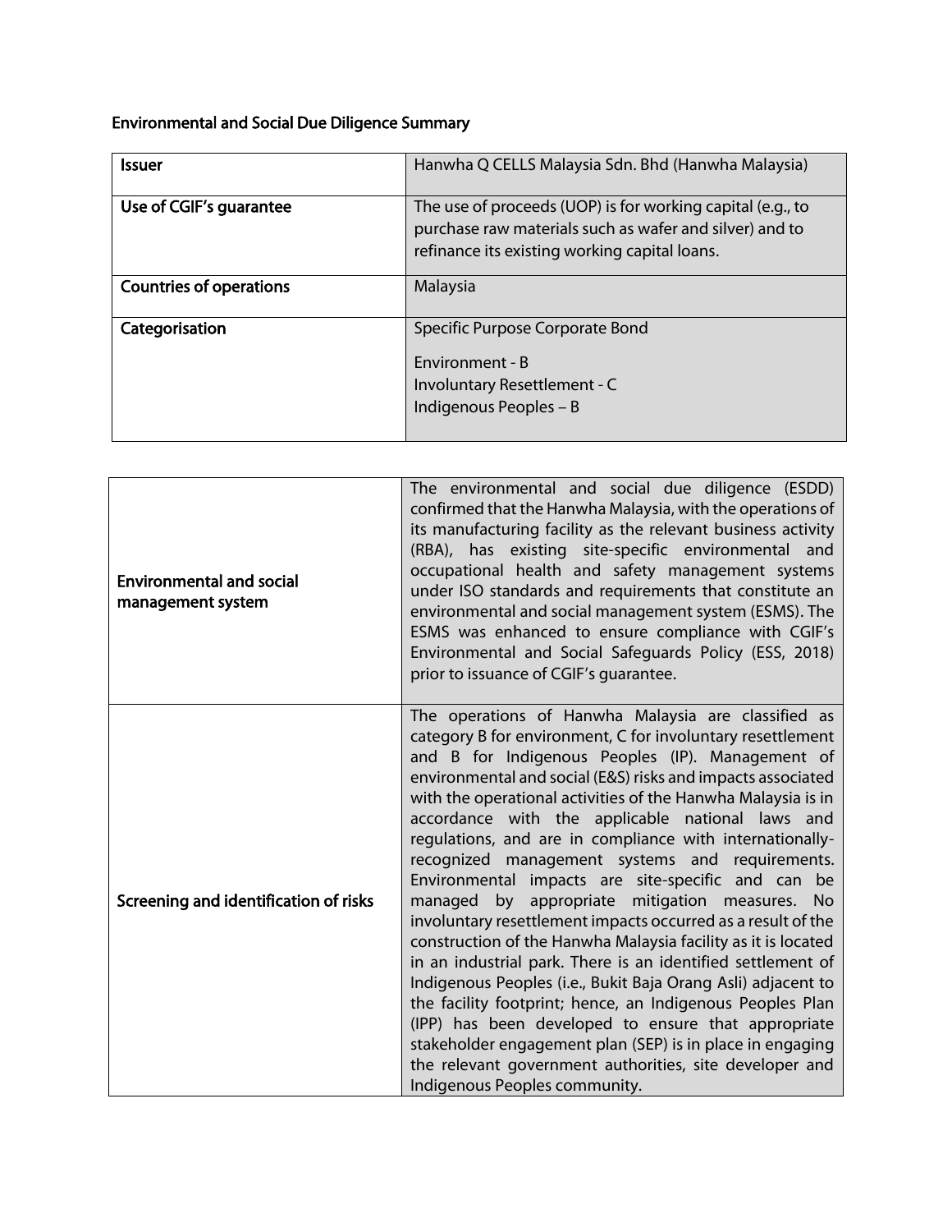## Environmental and Social Due Diligence Summary

| | |
|---|---|
| **Issuer** | Hanwha Q CELLS Malaysia Sdn. Bhd (Hanwha Malaysia) |
| **Use of CGIF's guarantee** | The use of proceeds (UOP) is for working capital (e.g., to purchase raw materials such as wafer and silver) and to refinance its existing working capital loans. |
| **Countries of operations** | Malaysia |
| **Categorisation** | Specific Purpose Corporate Bond<br><br>Environment - B<br>Involuntary Resettlement - C<br>Indigenous Peoples – B |

| | |
|---|---|
| **Environmental and social management system** | The environmental and social due diligence (ESDD) confirmed that the Hanwha Malaysia, with the operations of its manufacturing facility as the relevant business activity (RBA), has existing site-specific environmental and occupational health and safety management systems under ISO standards and requirements that constitute an environmental and social management system (ESMS). The ESMS was enhanced to ensure compliance with CGIF's Environmental and Social Safeguards Policy (ESS, 2018) prior to issuance of CGIF's guarantee. |
| **Screening and identification of risks** | The operations of Hanwha Malaysia are classified as category B for environment, C for involuntary resettlement and B for Indigenous Peoples (IP). Management of environmental and social (E&S) risks and impacts associated with the operational activities of the Hanwha Malaysia is in accordance with the applicable national laws and regulations, and are in compliance with internationally-recognized management systems and requirements. Environmental impacts are site-specific and can be managed by appropriate mitigation measures. No involuntary resettlement impacts occurred as a result of the construction of the Hanwha Malaysia facility as it is located in an industrial park. There is an identified settlement of Indigenous Peoples (i.e., Bukit Baja Orang Asli) adjacent to the facility footprint; hence, an Indigenous Peoples Plan (IPP) has been developed to ensure that appropriate stakeholder engagement plan (SEP) is in place in engaging the relevant government authorities, site developer and Indigenous Peoples community. |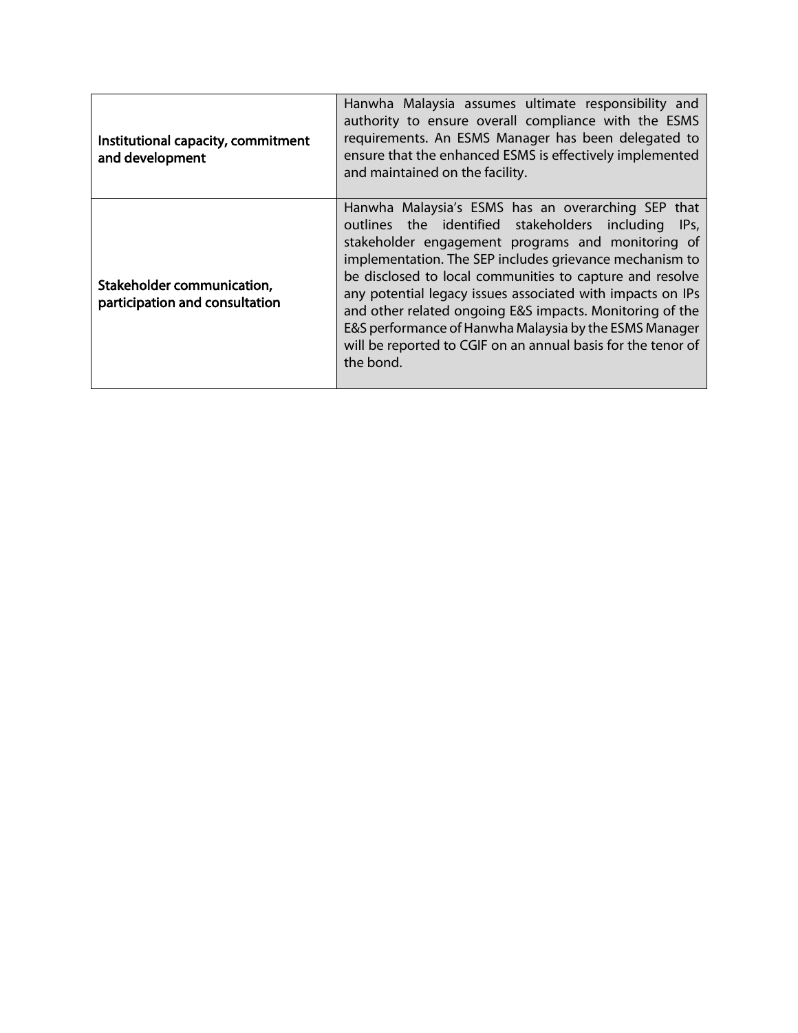| | |
|---|---|
| Institutional capacity, commitment and development | Hanwha Malaysia assumes ultimate responsibility and authority to ensure overall compliance with the ESMS requirements. An ESMS Manager has been delegated to ensure that the enhanced ESMS is effectively implemented and maintained on the facility. |
| Stakeholder communication, participation and consultation | Hanwha Malaysia's ESMS has an overarching SEP that outlines the identified stakeholders including IPs, stakeholder engagement programs and monitoring of implementation. The SEP includes grievance mechanism to be disclosed to local communities to capture and resolve any potential legacy issues associated with impacts on IPs and other related ongoing E&S impacts. Monitoring of the E&S performance of Hanwha Malaysia by the ESMS Manager will be reported to CGIF on an annual basis for the tenor of the bond. |